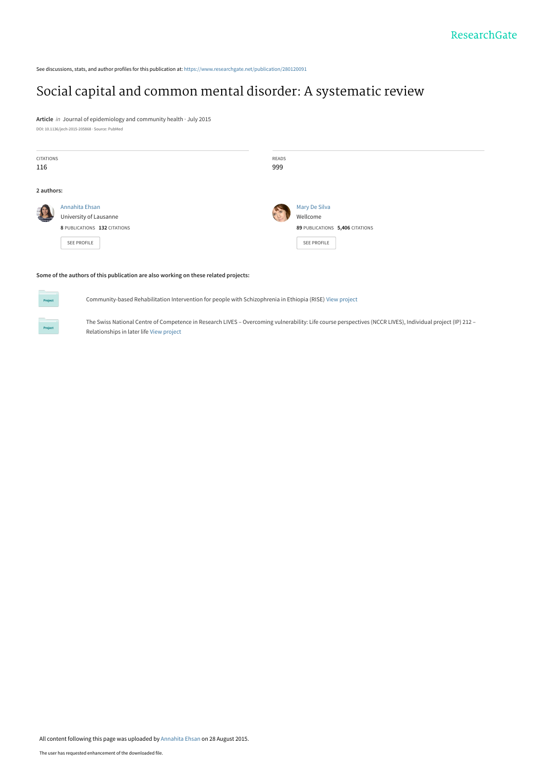See discussions, stats, and author profiles for this publication at: https://www.researchgate.net/publication/280120091

# Social capital and common mental disorder: A systematic review

**Article** *in* Journal of epidemiology and community health · July 2015

DOI: 10.1136/jech-2015-205868 · Source: PubMed

| CITATIONS | READS |
|---|---|
| 116 | 999 |

**2 authors:**

**Annahita Ehsan**
University of Lausanne
8 PUBLICATIONS 132 CITATIONS
SEE PROFILE

**Mary De Silva**
Wellcome
89 PUBLICATIONS 5,406 CITATIONS
SEE PROFILE

**Some of the authors of this publication are also working on these related projects:**

Project: Community-based Rehabilitation Intervention for people with Schizophrenia in Ethiopia (RISE) View project

Project: The Swiss National Centre of Competence in Research LIVES – Overcoming vulnerability: Life course perspectives (NCCR LIVES), Individual project (IP) 212 – Relationships in later life View project

All content following this page was uploaded by Annahita Ehsan on 28 August 2015.

The user has requested enhancement of the downloaded file.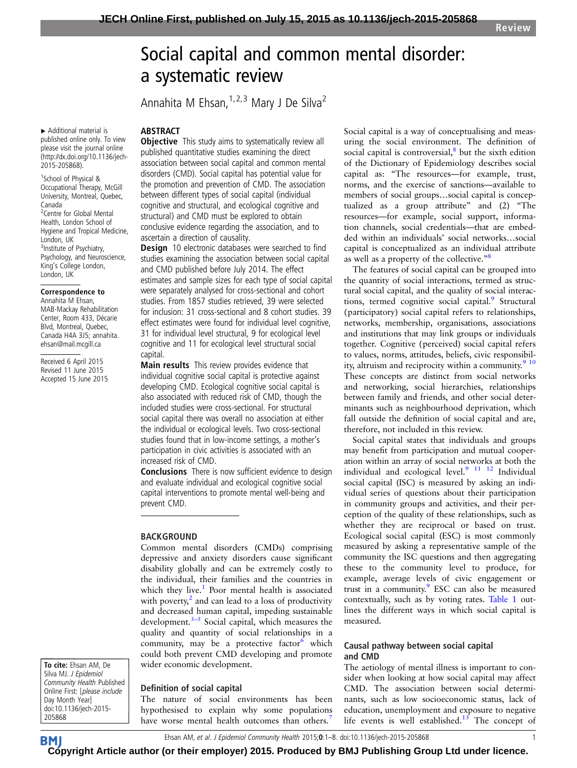# Social capital and common mental disorder: a systematic review

Annahita M Ehsan,[1,2,3] Mary J De Silva[2]

▸ Additional material is published online only. To view please visit the journal online (http://dx.doi.org/10.1136/jech-2015-205868).

[1]School of Physical & Occupational Therapy, McGill University, Montreal, Quebec, Canada
[2]Centre for Global Mental Health, London School of Hygiene and Tropical Medicine, London, UK
[3]Institute of Psychiatry, Psychology, and Neuroscience, King's College London, London, UK

**Correspondence to**
Annahita M Ehsan, MAB-Mackay Rehabilitation Center, Room 433, Décarie Blvd, Montreal, Quebec, Canada H4A 3J5; annahita.ehsan@mail.mcgill.ca

Received 6 April 2015
Revised 11 June 2015
Accepted 15 June 2015

## ABSTRACT

**Objective** This study aims to systematically review all published quantitative studies examining the direct association between social capital and common mental disorders (CMD). Social capital has potential value for the promotion and prevention of CMD. The association between different types of social capital (individual cognitive and structural, and ecological cognitive and structural) and CMD must be explored to obtain conclusive evidence regarding the association, and to ascertain a direction of causality.

**Design** 10 electronic databases were searched to find studies examining the association between social capital and CMD published before July 2014. The effect estimates and sample sizes for each type of social capital were separately analysed for cross-sectional and cohort studies. From 1857 studies retrieved, 39 were selected for inclusion: 31 cross-sectional and 8 cohort studies. 39 effect estimates were found for individual level cognitive, 31 for individual level structural, 9 for ecological level cognitive and 11 for ecological level structural social capital.

**Main results** This review provides evidence that individual cognitive social capital is protective against developing CMD. Ecological cognitive social capital is also associated with reduced risk of CMD, though the included studies were cross-sectional. For structural social capital there was overall no association at either the individual or ecological levels. Two cross-sectional studies found that in low-income settings, a mother's participation in civic activities is associated with an increased risk of CMD.

**Conclusions** There is now sufficient evidence to design and evaluate individual and ecological cognitive social capital interventions to promote mental well-being and prevent CMD.

## BACKGROUND

Common mental disorders (CMDs) comprising depressive and anxiety disorders cause significant disability globally and can be extremely costly to the individual, their families and the countries in which they live.[1] Poor mental health is associated with poverty,[2] and can lead to a loss of productivity and decreased human capital, impeding sustainable development.[3–5] Social capital, which measures the quality and quantity of social relationships in a community, may be a protective factor[6] which could both prevent CMD developing and promote wider economic development.

### Definition of social capital

The nature of social environments has been hypothesised to explain why some populations have worse mental health outcomes than others.[7] Social capital is a way of conceptualising and measuring the social environment. The definition of social capital is controversial,[8] but the sixth edition of the Dictionary of Epidemiology describes social capital as: "The resources—for example, trust, norms, and the exercise of sanctions—available to members of social groups…social capital is conceptualized as a group attribute" and (2) "The resources—for example, social support, information channels, social credentials—that are embedded within an individuals' social networks…social capital is conceptualized as an individual attribute as well as a property of the collective."[8]

The features of social capital can be grouped into the quantity of social interactions, termed as structural social capital, and the quality of social interactions, termed cognitive social capital.[9] Structural (participatory) social capital refers to relationships, networks, membership, organisations, associations and institutions that may link groups or individuals together. Cognitive (perceived) social capital refers to values, norms, attitudes, beliefs, civic responsibility, altruism and reciprocity within a community.[9,10] These concepts are distinct from social networks and networking, social hierarchies, relationships between family and friends, and other social determinants such as neighbourhood deprivation, which fall outside the definition of social capital and are, therefore, not included in this review.

Social capital states that individuals and groups may benefit from participation and mutual cooperation within an array of social networks at both the individual and ecological level.[9,11,12] Individual social capital (ISC) is measured by asking an individual series of questions about their participation in community groups and activities, and their perception of the quality of these relationships, such as whether they are reciprocal or based on trust. Ecological social capital (ESC) is most commonly measured by asking a representative sample of the community the ISC questions and then aggregating these to the community level to produce, for example, average levels of civic engagement or trust in a community.[9] ESC can also be measured contextually, such as by voting rates. Table 1 outlines the different ways in which social capital is measured.

### Causal pathway between social capital and CMD

The aetiology of mental illness is important to consider when looking at how social capital may affect CMD. The association between social determinants, such as low socioeconomic status, lack of education, unemployment and exposure to negative life events is well established.[13] The concept of

To cite: Ehsan AM, De Silva MJ. *J Epidemiol Community Health* Published Online First: [*please include* Day Month Year] doi:10.1136/jech-2015-205868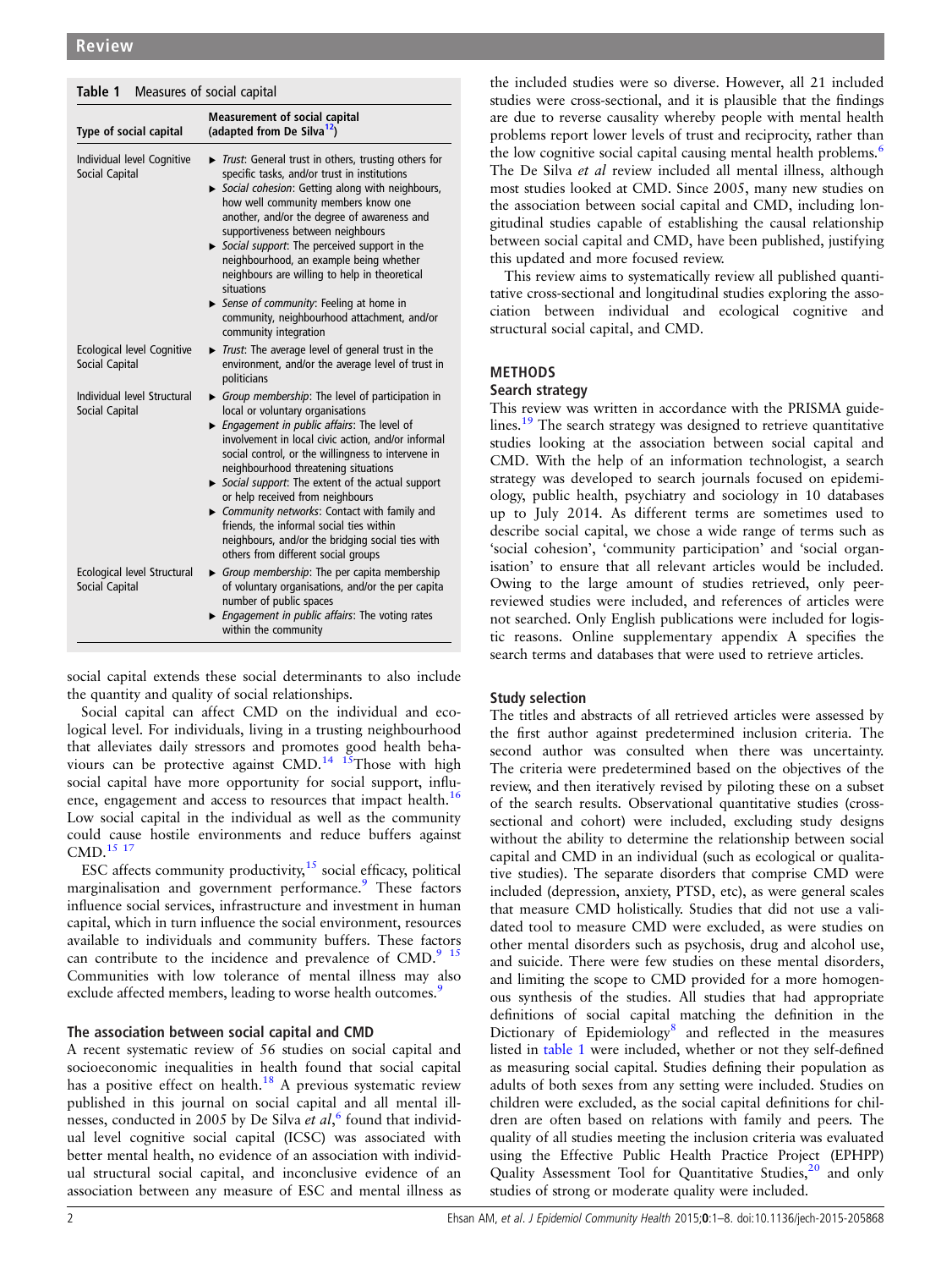**Table 1** Measures of social capital

| Type of social capital | Measurement of social capital (adapted from De Silva[12]) |
|---|---|
| Individual level Cognitive Social Capital | ▶ *Trust*: General trust in others, trusting others for specific tasks, and/or trust in institutions<br>▶ *Social cohesion*: Getting along with neighbours, how well community members know one another, and/or the degree of awareness and supportiveness between neighbours<br>▶ *Social support*: The perceived support in the neighbourhood, an example being whether neighbours are willing to help in theoretical situations<br>▶ *Sense of community*: Feeling at home in community, neighbourhood attachment, and/or community integration |
| Ecological level Cognitive Social Capital | ▶ *Trust*: The average level of general trust in the environment, and/or the average level of trust in politicians |
| Individual level Structural Social Capital | ▶ *Group membership*: The level of participation in local or voluntary organisations<br>▶ *Engagement in public affairs*: The level of involvement in local civic action, and/or informal social control, or the willingness to intervene in neighbourhood threatening situations<br>▶ *Social support*: The extent of the actual support or help received from neighbours<br>▶ *Community networks*: Contact with family and friends, the informal social ties within neighbours, and/or the bridging social ties with others from different social groups |
| Ecological level Structural Social Capital | ▶ *Group membership*: The per capita membership of voluntary organisations, and/or the per capita number of public spaces<br>▶ *Engagement in public affairs*: The voting rates within the community |

social capital extends these social determinants to also include the quantity and quality of social relationships.

Social capital can affect CMD on the individual and ecological level. For individuals, living in a trusting neighbourhood that alleviates daily stressors and promotes good health behaviours can be protective against CMD.[14,15] Those with high social capital have more opportunity for social support, influence, engagement and access to resources that impact health.[16] Low social capital in the individual as well as the community could cause hostile environments and reduce buffers against CMD.[15,17]

ESC affects community productivity,[15] social efficacy, political marginalisation and government performance.[9] These factors influence social services, infrastructure and investment in human capital, which in turn influence the social environment, resources available to individuals and community buffers. These factors can contribute to the incidence and prevalence of CMD.[9,15] Communities with low tolerance of mental illness may also exclude affected members, leading to worse health outcomes.[9]

### The association between social capital and CMD

A recent systematic review of 56 studies on social capital and socioeconomic inequalities in health found that social capital has a positive effect on health.[18] A previous systematic review published in this journal on social capital and all mental illnesses, conducted in 2005 by De Silva *et al*,[6] found that individual level cognitive social capital (ICSC) was associated with better mental health, no evidence of an association with individual structural social capital, and inconclusive evidence of an association between any measure of ESC and mental illness as the included studies were so diverse. However, all 21 included studies were cross-sectional, and it is plausible that the findings are due to reverse causality whereby people with mental health problems report lower levels of trust and reciprocity, rather than the low cognitive social capital causing mental health problems.[6] The De Silva *et al* review included all mental illness, although most studies looked at CMD. Since 2005, many new studies on the association between social capital and CMD, including longitudinal studies capable of establishing the causal relationship between social capital and CMD, have been published, justifying this updated and more focused review.

This review aims to systematically review all published quantitative cross-sectional and longitudinal studies exploring the association between individual and ecological cognitive and structural social capital, and CMD.

## METHODS

### Search strategy

This review was written in accordance with the PRISMA guidelines.[19] The search strategy was designed to retrieve quantitative studies looking at the association between social capital and CMD. With the help of an information technologist, a search strategy was developed to search journals focused on epidemiology, public health, psychiatry and sociology in 10 databases up to July 2014. As different terms are sometimes used to describe social capital, we chose a wide range of terms such as 'social cohesion', 'community participation' and 'social organisation' to ensure that all relevant articles would be included. Owing to the large amount of studies retrieved, only peer-reviewed studies were included, and references of articles were not searched. Only English publications were included for logistic reasons. Online supplementary appendix A specifies the search terms and databases that were used to retrieve articles.

### Study selection

The titles and abstracts of all retrieved articles were assessed by the first author against predetermined inclusion criteria. The second author was consulted when there was uncertainty. The criteria were predetermined based on the objectives of the review, and then iteratively revised by piloting these on a subset of the search results. Observational quantitative studies (cross-sectional and cohort) were included, excluding study designs without the ability to determine the relationship between social capital and CMD in an individual (such as ecological or qualitative studies). The separate disorders that comprise CMD were included (depression, anxiety, PTSD, etc), as were general scales that measure CMD holistically. Studies that did not use a validated tool to measure CMD were excluded, as were studies on other mental disorders such as psychosis, drug and alcohol use, and suicide. There were few studies on these mental disorders, and limiting the scope to CMD provided for a more homogenous synthesis of the studies. All studies that had appropriate definitions of social capital matching the definition in the Dictionary of Epidemiology[8] and reflected in the measures listed in table 1 were included, whether or not they self-defined as measuring social capital. Studies defining their population as adults of both sexes from any setting were included. Studies on children were excluded, as the social capital definitions for children are often based on relations with family and peers. The quality of all studies meeting the inclusion criteria was evaluated using the Effective Public Health Practice Project (EPHPP) Quality Assessment Tool for Quantitative Studies,[20] and only studies of strong or moderate quality were included.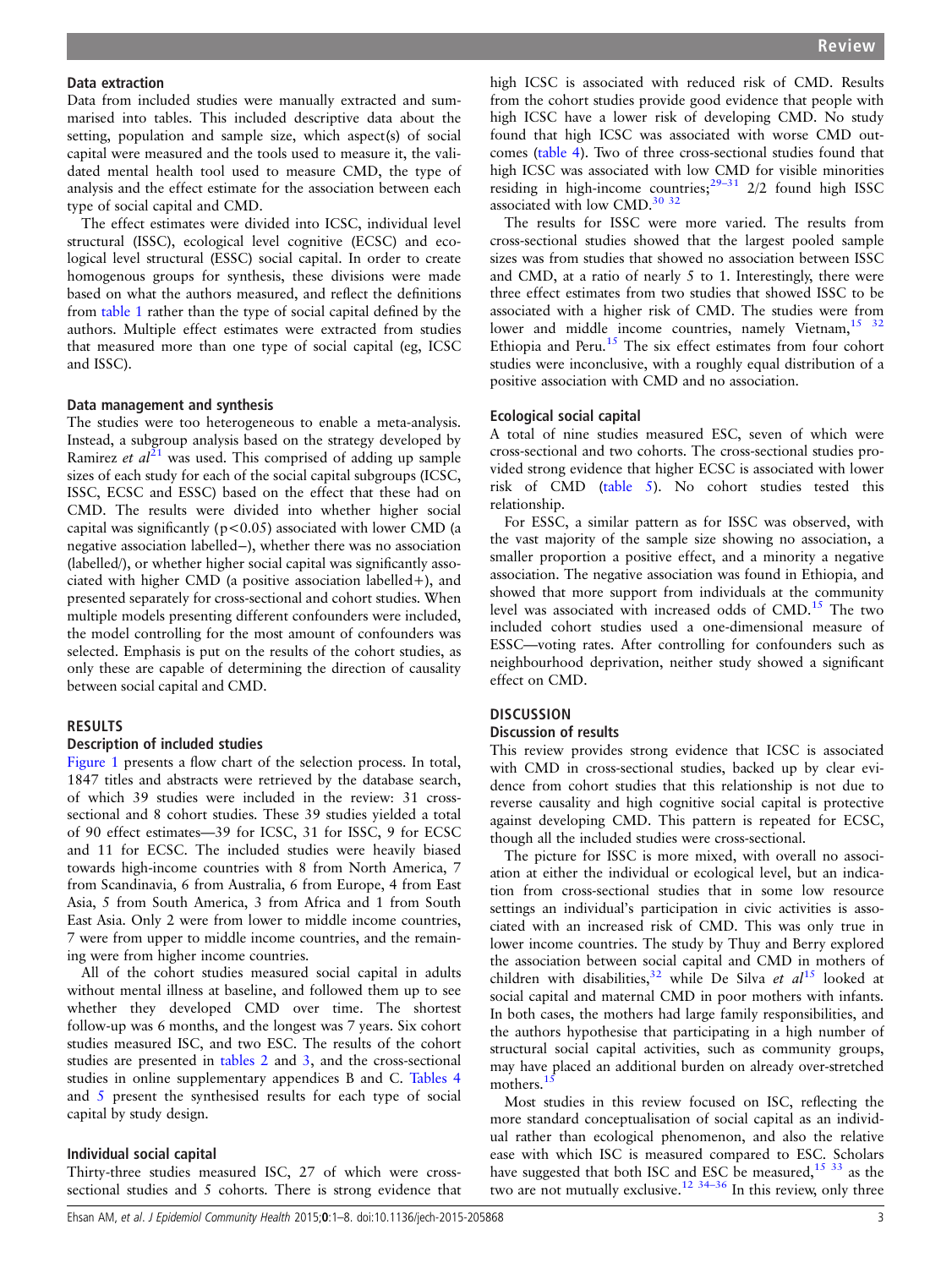### Data extraction

Data from included studies were manually extracted and summarised into tables. This included descriptive data about the setting, population and sample size, which aspect(s) of social capital were measured and the tools used to measure it, the validated mental health tool used to measure CMD, the type of analysis and the effect estimate for the association between each type of social capital and CMD.

The effect estimates were divided into ICSC, individual level structural (ISSC), ecological level cognitive (ECSC) and ecological level structural (ESSC) social capital. In order to create homogenous groups for synthesis, these divisions were made based on what the authors measured, and reflect the definitions from table 1 rather than the type of social capital defined by the authors. Multiple effect estimates were extracted from studies that measured more than one type of social capital (eg, ICSC and ISSC).

### Data management and synthesis

The studies were too heterogeneous to enable a meta-analysis. Instead, a subgroup analysis based on the strategy developed by Ramirez *et al*[21] was used. This comprised of adding up sample sizes of each study for each of the social capital subgroups (ICSC, ISSC, ECSC and ESSC) based on the effect that these had on CMD. The results were divided into whether higher social capital was significantly ($p<0.05$) associated with lower CMD (a negative association labelled−), whether there was no association (labelled/), or whether higher social capital was significantly associated with higher CMD (a positive association labelled+), and presented separately for cross-sectional and cohort studies. When multiple models presenting different confounders were included, the model controlling for the most amount of confounders was selected. Emphasis is put on the results of the cohort studies, as only these are capable of determining the direction of causality between social capital and CMD.

## RESULTS

### Description of included studies

Figure 1 presents a flow chart of the selection process. In total, 1847 titles and abstracts were retrieved by the database search, of which 39 studies were included in the review: 31 cross-sectional and 8 cohort studies. These 39 studies yielded a total of 90 effect estimates—39 for ICSC, 31 for ISSC, 9 for ECSC and 11 for ECSC. The included studies were heavily biased towards high-income countries with 8 from North America, 7 from Scandinavia, 6 from Australia, 6 from Europe, 4 from East Asia, 5 from South America, 3 from Africa and 1 from South East Asia. Only 2 were from lower to middle income countries, 7 were from upper to middle income countries, and the remaining were from higher income countries.

All of the cohort studies measured social capital in adults without mental illness at baseline, and followed them up to see whether they developed CMD over time. The shortest follow-up was 6 months, and the longest was 7 years. Six cohort studies measured ISC, and two ESC. The results of the cohort studies are presented in tables 2 and 3, and the cross-sectional studies in online supplementary appendices B and C. Tables 4 and 5 present the synthesised results for each type of social capital by study design.

### Individual social capital

Thirty-three studies measured ISC, 27 of which were cross-sectional studies and 5 cohorts. There is strong evidence that high ICSC is associated with reduced risk of CMD. Results from the cohort studies provide good evidence that people with high ICSC have a lower risk of developing CMD. No study found that high ICSC was associated with worse CMD outcomes (table 4). Two of three cross-sectional studies found that high ICSC was associated with low CMD for visible minorities residing in high-income countries;[29–31] 2/2 found high ISSC associated with low CMD.[30 32]

The results for ISSC were more varied. The results from cross-sectional studies showed that the largest pooled sample sizes was from studies that showed no association between ISSC and CMD, at a ratio of nearly 5 to 1. Interestingly, there were three effect estimates from two studies that showed ISSC to be associated with a higher risk of CMD. The studies were from lower and middle income countries, namely Vietnam,[15 32] Ethiopia and Peru.[15] The six effect estimates from four cohort studies were inconclusive, with a roughly equal distribution of a positive association with CMD and no association.

### Ecological social capital

A total of nine studies measured ESC, seven of which were cross-sectional and two cohorts. The cross-sectional studies provided strong evidence that higher ECSC is associated with lower risk of CMD (table 5). No cohort studies tested this relationship.

For ESSC, a similar pattern as for ISSC was observed, with the vast majority of the sample size showing no association, a smaller proportion a positive effect, and a minority a negative association. The negative association was found in Ethiopia, and showed that more support from individuals at the community level was associated with increased odds of CMD.[15] The two included cohort studies used a one-dimensional measure of ESSC—voting rates. After controlling for confounders such as neighbourhood deprivation, neither study showed a significant effect on CMD.

## DISCUSSION

### Discussion of results

This review provides strong evidence that ICSC is associated with CMD in cross-sectional studies, backed up by clear evidence from cohort studies that this relationship is not due to reverse causality and high cognitive social capital is protective against developing CMD. This pattern is repeated for ECSC, though all the included studies were cross-sectional.

The picture for ISSC is more mixed, with overall no association at either the individual or ecological level, but an indication from cross-sectional studies that in some low resource settings an individual's participation in civic activities is associated with an increased risk of CMD. This was only true in lower income countries. The study by Thuy and Berry explored the association between social capital and CMD in mothers of children with disabilities,[32] while De Silva *et al*[15] looked at social capital and maternal CMD in poor mothers with infants. In both cases, the mothers had large family responsibilities, and the authors hypothesise that participating in a high number of structural social capital activities, such as community groups, may have placed an additional burden on already over-stretched mothers.[15]

Most studies in this review focused on ISC, reflecting the more standard conceptualisation of social capital as an individual rather than ecological phenomenon, and also the relative ease with which ISC is measured compared to ESC. Scholars have suggested that both ISC and ESC be measured,[15 33] as the two are not mutually exclusive.[12 34–36] In this review, only three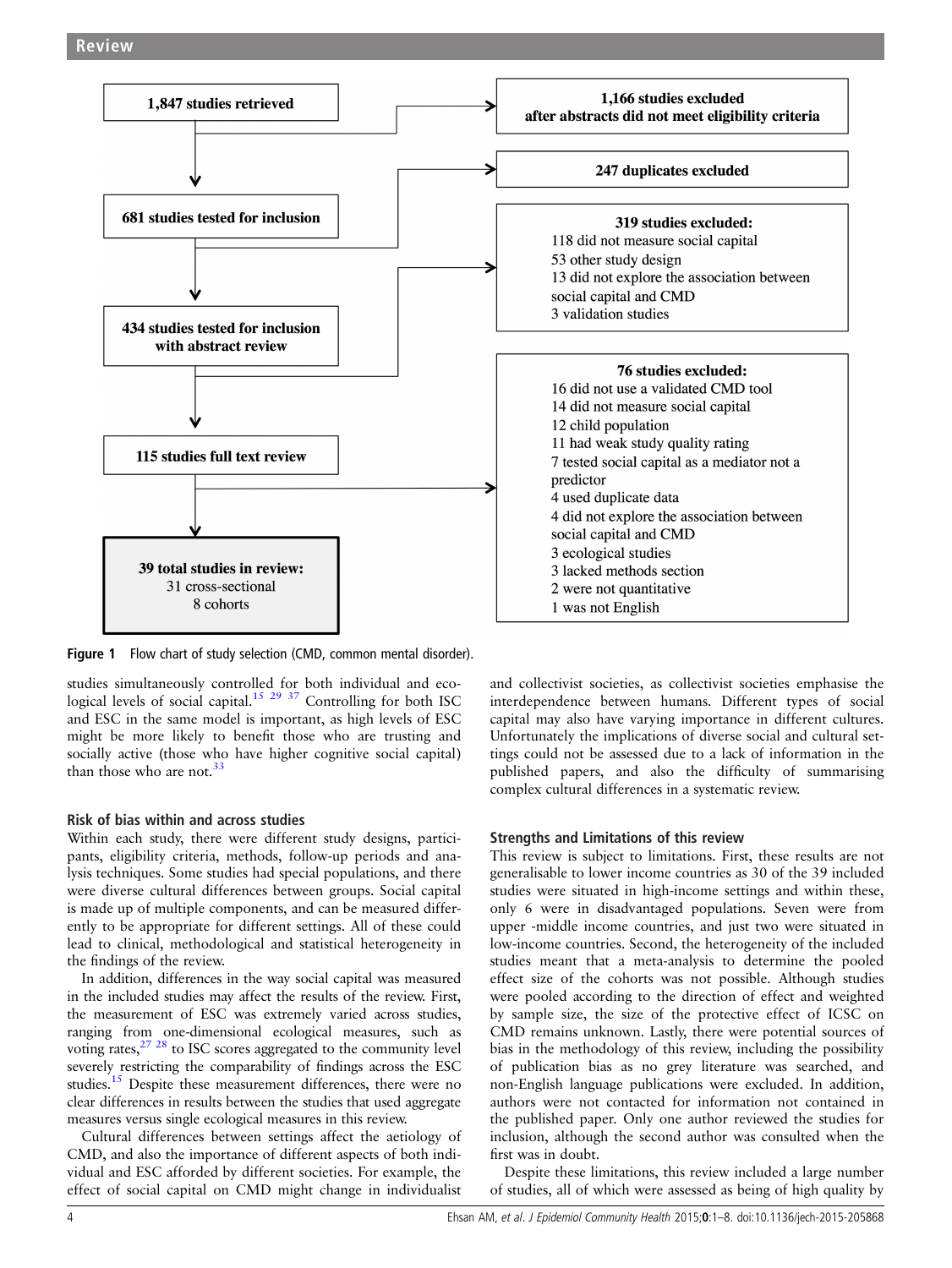1,847 studies retrieved

1,166 studies excluded after abstracts did not meet eligibility criteria

247 duplicates excluded

681 studies tested for inclusion

319 studies excluded:
- 118 did not measure social capital
- 53 other study design
- 13 did not explore the association between social capital and CMD
- 3 validation studies

434 studies tested for inclusion with abstract review

76 studies excluded:
- 16 did not use a validated CMD tool
- 14 did not measure social capital
- 12 child population
- 11 had weak study quality rating
- 7 tested social capital as a mediator not a predictor
- 4 used duplicate data
- 4 did not explore the association between social capital and CMD
- 3 ecological studies
- 3 lacked methods section
- 2 were not quantitative
- 1 was not English

115 studies full text review

39 total studies in review:
31 cross-sectional
8 cohorts

**Figure 1** Flow chart of study selection (CMD, common mental disorder).

studies simultaneously controlled for both individual and ecological levels of social capital.[15 29 37] Controlling for both ISC and ESC in the same model is important, as high levels of ESC might be more likely to benefit those who are trusting and socially active (those who have higher cognitive social capital) than those who are not.[33]

### Risk of bias within and across studies

Within each study, there were different study designs, participants, eligibility criteria, methods, follow-up periods and analysis techniques. Some studies had special populations, and there were diverse cultural differences between groups. Social capital is made up of multiple components, and can be measured differently for different settings. All of these could lead to clinical, methodological and statistical heterogeneity in the findings of the review.

In addition, differences in the way social capital was measured in the included studies may affect the results of the review. First, the measurement of ESC was extremely varied across studies, ranging from one-dimensional ecological measures, such as voting rates,[27 28] to ISC scores aggregated to the community level severely restricting the comparability of findings across the ESC studies.[15] Despite these measurement differences, there were no clear differences in results between the studies that used aggregate measures versus single ecological measures in this review.

Cultural differences between settings affect the aetiology of CMD, and also the importance of different aspects of both individual and ESC afforded by different societies. For example, the effect of social capital on CMD might change in individualist and collectivist societies, as collectivist societies emphasise the interdependence between humans. Different types of social capital may also have varying importance in different cultures. Unfortunately the implications of diverse social and cultural settings could not be assessed due to a lack of information in the published papers, and also the difficulty of summarising complex cultural differences in a systematic review.

### Strengths and Limitations of this review

This review is subject to limitations. First, these results are not generalisable to lower income countries as 30 of the 39 included studies were situated in high-income settings and within these, only 6 were in disadvantaged populations. Seven were from upper -middle income countries, and just two were situated in low-income countries. Second, the heterogeneity of the included studies meant that a meta-analysis to determine the pooled effect size of the cohorts was not possible. Although studies were pooled according to the direction of effect and weighted by sample size, the size of the protective effect of ICSC on CMD remains unknown. Lastly, there were potential sources of bias in the methodology of this review, including the possibility of publication bias as no grey literature was searched, and non-English language publications were excluded. In addition, authors were not contacted for information not contained in the published paper. Only one author reviewed the studies for inclusion, although the second author was consulted when the first was in doubt.

Despite these limitations, this review included a large number of studies, all of which were assessed as being of high quality by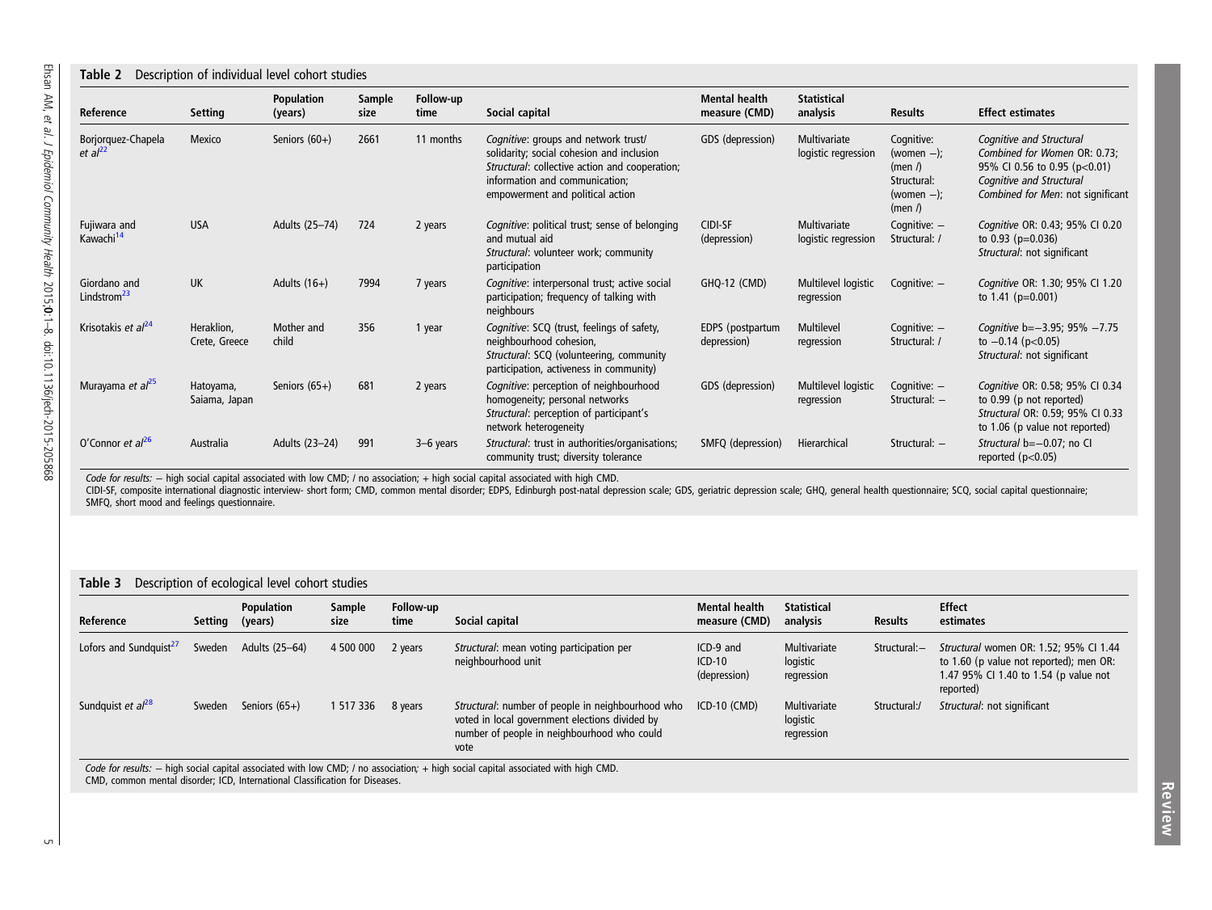**Table 2** Description of individual level cohort studies

| Reference | Setting | Population (years) | Sample size | Follow-up time | Social capital | Mental health measure (CMD) | Statistical analysis | Results | Effect estimates |
|---|---|---|---|---|---|---|---|---|---|
| Borjorquez-Chapela *et al*[22] | Mexico | Seniors (60+) | 2661 | 11 months | *Cognitive*: groups and network trust/ solidarity; social cohesion and inclusion *Structural*: collective action and cooperation; information and communication; empowerment and political action | GDS (depression) | Multivariate logistic regression | Cognitive: (women −); (men /) Structural: (women −); (men /) | *Cognitive and Structural Combined for Women* OR: 0.73; 95% CI 0.56 to 0.95 (p<0.01) *Cognitive and Structural Combined for Men*: not significant |
| Fujiwara and Kawachi[14] | USA | Adults (25–74) | 724 | 2 years | *Cognitive*: political trust; sense of belonging and mutual aid *Structural*: volunteer work; community participation | CIDI-SF (depression) | Multivariate logistic regression | Cognitive: − Structural: / | *Cognitive* OR: 0.43; 95% CI 0.20 to 0.93 (p=0.036) *Structural*: not significant |
| Giordano and Lindstrom[23] | UK | Adults (16+) | 7994 | 7 years | *Cognitive*: interpersonal trust; active social participation; frequency of talking with neighbours | GHQ-12 (CMD) | Multilevel logistic regression | Cognitive: − | *Cognitive* OR: 1.30; 95% CI 1.20 to 1.41 (p=0.001) |
| Krisotakis *et al*[24] | Heraklion, Crete, Greece | Mother and child | 356 | 1 year | *Cognitive*: SCQ (trust, feelings of safety, neighbourhood cohesion, *Structural*: SCQ (volunteering, community participation, activeness in community) | EDPS (postpartum depression) | Multilevel regression | Cognitive: − Structural: / | *Cognitive* b=−3.95; 95% −7.75 to −0.14 (p<0.05) *Structural*: not significant |
| Murayama *et al*[25] | Hatoyama, Saiama, Japan | Seniors (65+) | 681 | 2 years | *Cognitive*: perception of neighbourhood homogeneity; personal networks *Structural*: perception of participant's network heterogeneity | GDS (depression) | Multilevel logistic regression | Cognitive: − Structural: − | *Cognitive* OR: 0.58; 95% CI 0.34 to 0.99 (p not reported) *Structural* OR: 0.59; 95% CI 0.33 to 1.06 (p value not reported) |
| O'Connor *et al*[26] | Australia | Adults (23–24) | 991 | 3–6 years | *Structural*: trust in authorities/organisations; community trust; diversity tolerance | SMFQ (depression) | Hierarchical | Structural: − | *Structural* b=−0.07; no CI reported (p<0.05) |

*Code for results:* − high social capital associated with low CMD; / no association; + high social capital associated with high CMD.
CIDI-SF, composite international diagnostic interview- short form; CMD, common mental disorder; EDPS, Edinburgh post-natal depression scale; GDS, geriatric depression scale; GHQ, general health questionnaire; SCQ, social capital questionnaire; SMFQ, short mood and feelings questionnaire.

**Table 3** Description of ecological level cohort studies

| Reference | Setting | Population (years) | Sample size | Follow-up time | Social capital | Mental health measure (CMD) | Statistical analysis | Results | Effect estimates |
|---|---|---|---|---|---|---|---|---|---|
| Lofors and Sundquist[27] | Sweden | Adults (25–64) | 4 500 000 | 2 years | *Structural*: mean voting participation per neighbourhood unit | ICD-9 and ICD-10 (depression) | Multivariate logistic regression | Structural:− | *Structural* women OR: 1.52; 95% CI 1.44 to 1.60 (p value not reported); men OR: 1.47 95% CI 1.40 to 1.54 (p value not reported) |
| Sundquist *et al*[28] | Sweden | Seniors (65+) | 1 517 336 | 8 years | *Structural*: number of people in neighbourhood who voted in local government elections divided by number of people in neighbourhood who could vote | ICD-10 (CMD) | Multivariate logistic regression | Structural:/ | *Structural*: not significant |

*Code for results:* − high social capital associated with low CMD; / no association; + high social capital associated with high CMD.
CMD, common mental disorder; ICD, International Classification for Diseases.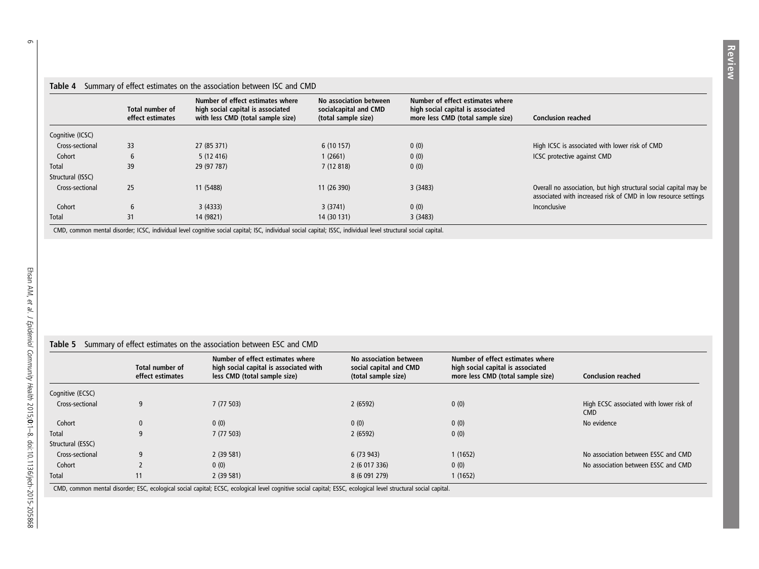**Table 4** Summary of effect estimates on the association between ISC and CMD

| | Total number of effect estimates | Number of effect estimates where high social capital is associated with less CMD (total sample size) | No association between socialcapital and CMD (total sample size) | Number of effect estimates where high social capital is associated more less CMD (total sample size) | Conclusion reached |
|---|---|---|---|---|---|
| Cognitive (ICSC) | | | | | |
| Cross-sectional | 33 | 27 (85 371) | 6 (10 157) | 0 (0) | High ICSC is associated with lower risk of CMD |
| Cohort | 6 | 5 (12 416) | 1 (2661) | 0 (0) | ICSC protective against CMD |
| Total | 39 | 29 (97 787) | 7 (12 818) | 0 (0) | |
| Structural (ISSC) | | | | | |
| Cross-sectional | 25 | 11 (5488) | 11 (26 390) | 3 (3483) | Overall no association, but high structural social capital may be associated with increased risk of CMD in low resource settings |
| Cohort | 6 | 3 (4333) | 3 (3741) | 0 (0) | Inconclusive |
| Total | 31 | 14 (9821) | 14 (30 131) | 3 (3483) | |

CMD, common mental disorder; ICSC, individual level cognitive social capital; ISC, individual social capital; ISSC, individual level structural social capital.

**Table 5** Summary of effect estimates on the association between ESC and CMD

| | Total number of effect estimates | Number of effect estimates where high social capital is associated with less CMD (total sample size) | No association between social capital and CMD (total sample size) | Number of effect estimates where high social capital is associated more less CMD (total sample size) | Conclusion reached |
|---|---|---|---|---|---|
| Cognitive (ECSC) | | | | | |
| Cross-sectional | 9 | 7 (77 503) | 2 (6592) | 0 (0) | High ECSC associated with lower risk of CMD |
| Cohort | 0 | 0 (0) | 0 (0) | 0 (0) | No evidence |
| Total | 9 | 7 (77 503) | 2 (6592) | 0 (0) | |
| Structural (ESSC) | | | | | |
| Cross-sectional | 9 | 2 (39 581) | 6 (73 943) | 1 (1652) | No association between ESSC and CMD |
| Cohort | 2 | 0 (0) | 2 (6 017 336) | 0 (0) | No association between ESSC and CMD |
| Total | 11 | 2 (39 581) | 8 (6 091 279) | 1 (1652) | |

CMD, common mental disorder; ESC, ecological social capital; ECSC, ecological level cognitive social capital; ESSC, ecological level structural social capital.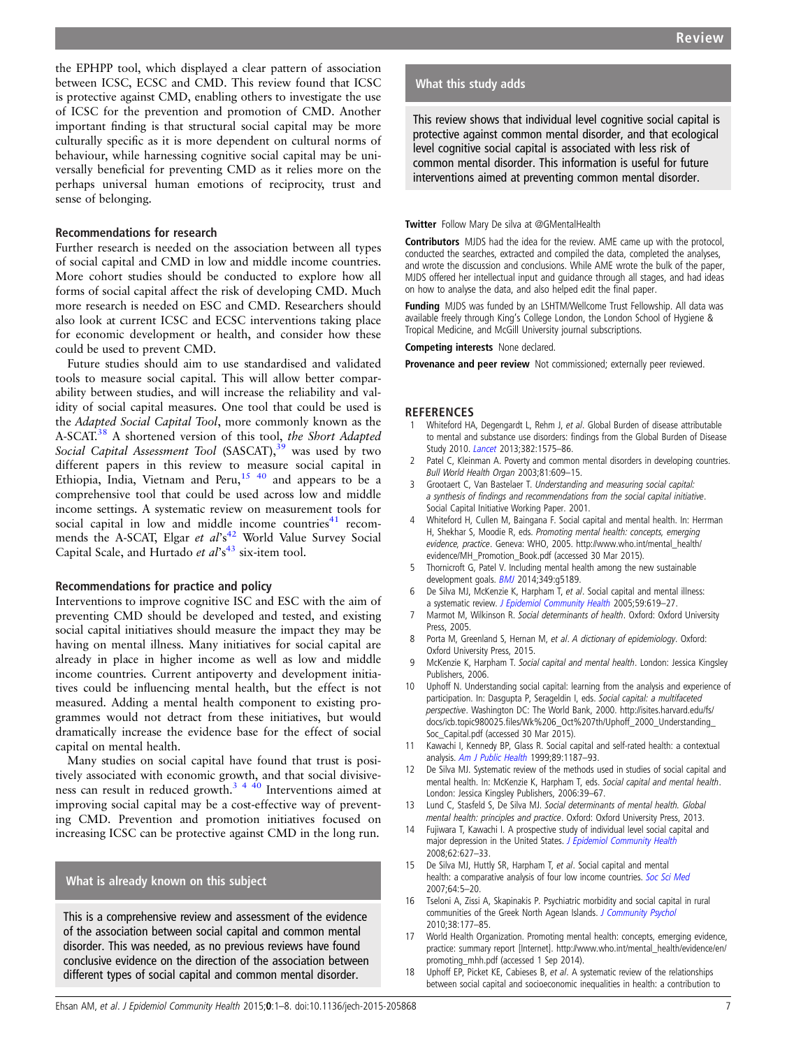the EPHPP tool, which displayed a clear pattern of association between ICSC, ECSC and CMD. This review found that ICSC is protective against CMD, enabling others to investigate the use of ICSC for the prevention and promotion of CMD. Another important finding is that structural social capital may be more culturally specific as it is more dependent on cultural norms of behaviour, while harnessing cognitive social capital may be universally beneficial for preventing CMD as it relies more on the perhaps universal human emotions of reciprocity, trust and sense of belonging.

### Recommendations for research

Further research is needed on the association between all types of social capital and CMD in low and middle income countries. More cohort studies should be conducted to explore how all forms of social capital affect the risk of developing CMD. Much more research is needed on ESC and CMD. Researchers should also look at current ICSC and ECSC interventions taking place for economic development or health, and consider how these could be used to prevent CMD.

Future studies should aim to use standardised and validated tools to measure social capital. This will allow better comparability between studies, and will increase the reliability and validity of social capital measures. One tool that could be used is the *Adapted Social Capital Tool*, more commonly known as the A-SCAT.[38] A shortened version of this tool, *the Short Adapted Social Capital Assessment Tool* (SASCAT),[39] was used by two different papers in this review to measure social capital in Ethiopia, India, Vietnam and Peru,[15 40] and appears to be a comprehensive tool that could be used across low and middle income settings. A systematic review on measurement tools for social capital in low and middle income countries[41] recommends the A-SCAT, Elgar *et al*'s[42] World Value Survey Social Capital Scale, and Hurtado *et al*'s[43] six-item tool.

### Recommendations for practice and policy

Interventions to improve cognitive ISC and ESC with the aim of preventing CMD should be developed and tested, and existing social capital initiatives should measure the impact they may be having on mental illness. Many initiatives for social capital are already in place in higher income as well as low and middle income countries. Current antipoverty and development initiatives could be influencing mental health, but the effect is not measured. Adding a mental health component to existing programmes would not detract from these initiatives, but would dramatically increase the evidence base for the effect of social capital on mental health.

Many studies on social capital have found that trust is positively associated with economic growth, and that social divisiveness can result in reduced growth.[3 4 40] Interventions aimed at improving social capital may be a cost-effective way of preventing CMD. Prevention and promotion initiatives focused on increasing ICSC can be protective against CMD in the long run.

#### What is already known on this subject

This is a comprehensive review and assessment of the evidence of the association between social capital and common mental disorder. This was needed, as no previous reviews have found conclusive evidence on the direction of the association between different types of social capital and common mental disorder.

#### What this study adds

This review shows that individual level cognitive social capital is protective against common mental disorder, and that ecological level cognitive social capital is associated with less risk of common mental disorder. This information is useful for future interventions aimed at preventing common mental disorder.

**Twitter** Follow Mary De silva at @GMentalHealth

**Contributors** MJDS had the idea for the review. AME came up with the protocol, conducted the searches, extracted and compiled the data, completed the analyses, and wrote the discussion and conclusions. While AME wrote the bulk of the paper, MJDS offered her intellectual input and guidance through all stages, and had ideas on how to analyse the data, and also helped edit the final paper.

**Funding** MJDS was funded by an LSHTM/Wellcome Trust Fellowship. All data was available freely through King's College London, the London School of Hygiene & Tropical Medicine, and McGill University journal subscriptions.

**Competing interests** None declared.

**Provenance and peer review** Not commissioned; externally peer reviewed.

## REFERENCES

1. Whiteford HA, Degengardt L, Rehm J, *et al*. Global Burden of disease attributable to mental and substance use disorders: findings from the Global Burden of Disease Study 2010. *Lancet* 2013;382:1575–86.
2. Patel C, Kleinman A. Poverty and common mental disorders in developing countries. *Bull World Health Organ* 2003;81:609–15.
3. Grootaert C, Van Bastelaer T. *Understanding and measuring social capital: a synthesis of findings and recommendations from the social capital initiative*. Social Capital Initiative Working Paper. 2001.
4. Whiteford H, Cullen M, Baingana F. Social capital and mental health. In: Herrman H, Shekhar S, Moodie R, eds. *Promoting mental health: concepts, emerging evidence, practice*. Geneva: WHO, 2005. http://www.who.int/mental_health/evidence/MH_Promotion_Book.pdf (accessed 30 Mar 2015).
5. Thornicroft G, Patel V. Including mental health among the new sustainable development goals. *BMJ* 2014;349:g5189.
6. De Silva MJ, McKenzie K, Harpham T, *et al*. Social capital and mental illness: a systematic review. *J Epidemiol Community Health* 2005;59:619–27.
7. Marmot M, Wilkinson R. *Social determinants of health*. Oxford: Oxford University Press, 2005.
8. Porta M, Greenland S, Hernan M, *et al*. *A dictionary of epidemiology*. Oxford: Oxford University Press, 2015.
9. McKenzie K, Harpham T. *Social capital and mental health*. London: Jessica Kingsley Publishers, 2006.
10. Uphoff N. Understanding social capital: learning from the analysis and experience of participation. In: Dasgupta P, Serageldin I, eds. *Social capital: a multifaceted perspective*. Washington DC: The World Bank, 2000. http://isites.harvard.edu/fs/docs/icb.topic980025.files/Wk%206_Oct%207th/Uphoff_2000_Understanding_Soc_Capital.pdf (accessed 30 Mar 2015).
11. Kawachi I, Kennedy BP, Glass R. Social capital and self-rated health: a contextual analysis. *Am J Public Health* 1999;89:1187–93.
12. De Silva MJ. Systematic review of the methods used in studies of social capital and mental health. In: McKenzie K, Harpham T, eds. *Social capital and mental health*. London: Jessica Kingsley Publishers, 2006:39–67.
13. Lund C, Stasfeld S, De Silva MJ. Social determinants of mental health. *Global mental health: principles and practice*. Oxford: Oxford University Press, 2013.
14. Fujiwara T, Kawachi I. A prospective study of individual level social capital and major depression in the United States. *J Epidemiol Community Health* 2008;62:627–33.
15. De Silva MJ, Huttly SR, Harpham T, *et al*. Social capital and mental health: a comparative analysis of four low income countries. *Soc Sci Med* 2007;64:5–20.
16. Tseloni A, Zissi A, Skapinakis P. Psychiatric morbidity and social capital in rural communities of the Greek North Agean Islands. *J Community Psychol* 2010;38:177–85.
17. World Health Organization. Promoting mental health: concepts, emerging evidence, practice: summary report [Internet]. http://www.who.int/mental_health/evidence/en/promoting_mhh.pdf (accessed 1 Sep 2014).
18. Uphoff EP, Picket KE, Cabieses B, *et al*. A systematic review of the relationships between social capital and socioeconomic inequalities in health: a contribution to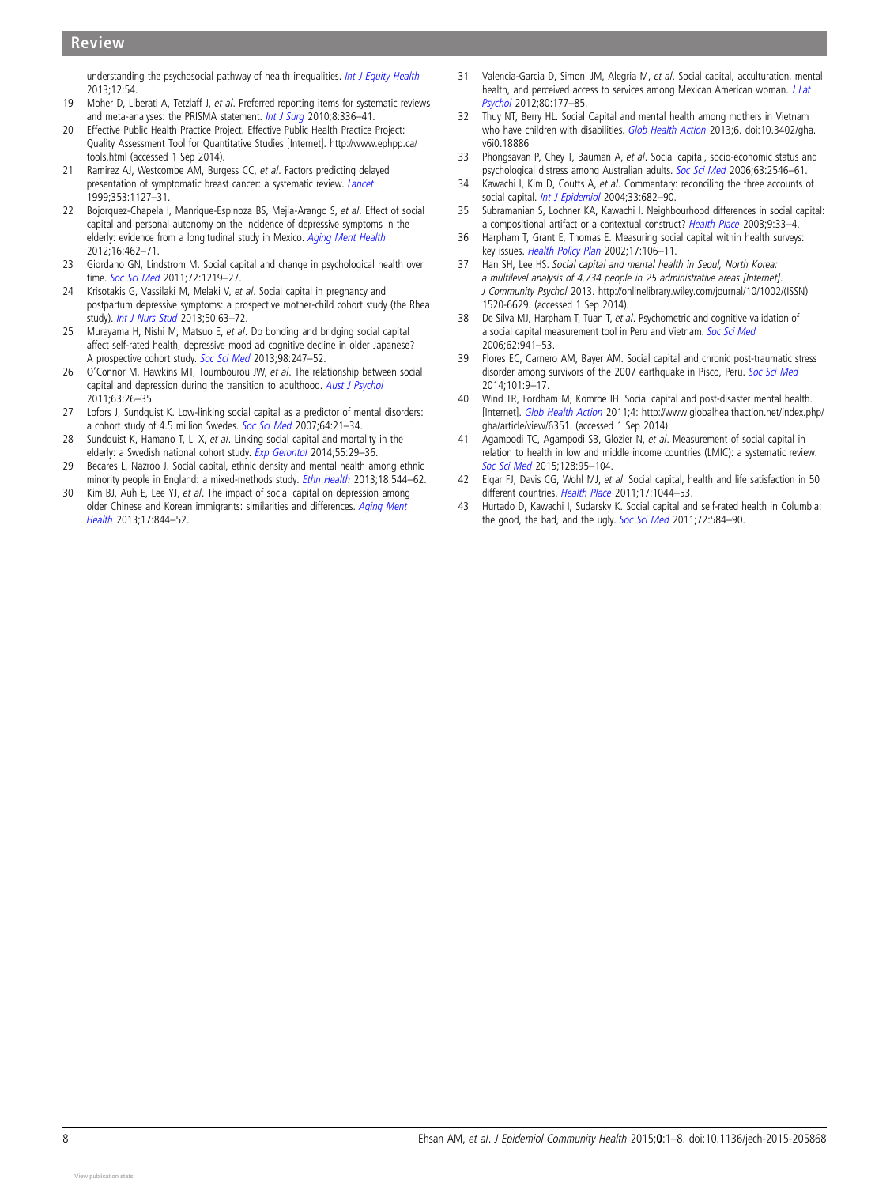understanding the psychosocial pathway of health inequalities. *Int J Equity Health* 2013;12:54.

19 Moher D, Liberati A, Tetzlaff J, *et al*. Preferred reporting items for systematic reviews and meta-analyses: the PRISMA statement. *Int J Surg* 2010;8:336–41.

20 Effective Public Health Practice Project. Effective Public Health Practice Project: Quality Assessment Tool for Quantitative Studies [Internet]. http://www.ephpp.ca/tools.html (accessed 1 Sep 2014).

21 Ramirez AJ, Westcombe AM, Burgess CC, *et al*. Factors predicting delayed presentation of symptomatic breast cancer: a systematic review. *Lancet* 1999;353:1127–31.

22 Bojorquez-Chapela I, Manrique-Espinoza BS, Mejia-Arango S, *et al*. Effect of social capital and personal autonomy on the incidence of depressive symptoms in the elderly: evidence from a longitudinal study in Mexico. *Aging Ment Health* 2012;16:462–71.

23 Giordano GN, Lindstrom M. Social capital and change in psychological health over time. *Soc Sci Med* 2011;72:1219–27.

24 Krisotakis G, Vassilaki M, Melaki V, *et al*. Social capital in pregnancy and postpartum depressive symptoms: a prospective mother-child cohort study (the Rhea study). *Int J Nurs Stud* 2013;50:63–72.

25 Murayama H, Nishi M, Matsuo E, *et al*. Do bonding and bridging social capital affect self-rated health, depressive mood ad cognitive decline in older Japanese? A prospective cohort study. *Soc Sci Med* 2013;98:247–52.

26 O'Connor M, Hawkins MT, Toumbourou JW, *et al*. The relationship between social capital and depression during the transition to adulthood. *Aust J Psychol* 2011;63:26–35.

27 Lofors J, Sundquist K. Low-linking social capital as a predictor of mental disorders: a cohort study of 4.5 million Swedes. *Soc Sci Med* 2007;64:21–34.

28 Sundquist K, Hamano T, Li X, *et al*. Linking social capital and mortality in the elderly: a Swedish national cohort study. *Exp Gerontol* 2014;55:29–36.

29 Becares L, Nazroo J. Social capital, ethnic density and mental health among ethnic minority people in England: a mixed-methods study. *Ethn Health* 2013;18:544–62.

30 Kim BJ, Auh E, Lee YJ, *et al*. The impact of social capital on depression among older Chinese and Korean immigrants: similarities and differences. *Aging Ment Health* 2013;17:844–52.

31 Valencia-Garcia D, Simoni JM, Alegria M, *et al*. Social capital, acculturation, mental health, and perceived access to services among Mexican American woman. *J Lat Psychol* 2012;80:177–85.

32 Thuy NT, Berry HL. Social Capital and mental health among mothers in Vietnam who have children with disabilities. *Glob Health Action* 2013;6. doi:10.3402/gha.v6i0.18886

33 Phongsavan P, Chey T, Bauman A, *et al*. Social capital, socio-economic status and psychological distress among Australian adults. *Soc Sci Med* 2006;63:2546–61.

34 Kawachi I, Kim D, Coutts A, *et al*. Commentary: reconciling the three accounts of social capital. *Int J Epidemiol* 2004;33:682–90.

35 Subramanian S, Lochner KA, Kawachi I. Neighbourhood differences in social capital: a compositional artifact or a contextual construct? *Health Place* 2003;9:33–4.

36 Harpham T, Grant E, Thomas E. Measuring social capital within health surveys: key issues. *Health Policy Plan* 2002;17:106–11.

37 Han SH, Lee HS. *Social capital and mental health in Seoul, North Korea: a multilevel analysis of 4,734 people in 25 administrative areas [Internet]. J Community Psychol* 2013. http://onlinelibrary.wiley.com/journal/10/1002/(ISSN)1520-6629. (accessed 1 Sep 2014).

38 De Silva MJ, Harpham T, Tuan T, *et al*. Psychometric and cognitive validation of a social capital measurement tool in Peru and Vietnam. *Soc Sci Med* 2006;62:941–53.

39 Flores EC, Carnero AM, Bayer AM. Social capital and chronic post-traumatic stress disorder among survivors of the 2007 earthquake in Pisco, Peru. *Soc Sci Med* 2014;101:9–17.

40 Wind TR, Fordham M, Komroe IH. Social capital and post-disaster mental health. [Internet]. *Glob Health Action* 2011;4: http://www.globalhealthaction.net/index.php/gha/article/view/6351. (accessed 1 Sep 2014).

41 Agampodi TC, Agampodi SB, Glozier N, *et al*. Measurement of social capital in relation to health in low and middle income countries (LMIC): a systematic review. *Soc Sci Med* 2015;128:95–104.

42 Elgar FJ, Davis CG, Wohl MJ, *et al*. Social capital, health and life satisfaction in 50 different countries. *Health Place* 2011;17:1044–53.

43 Hurtado D, Kawachi I, Sudarsky K. Social capital and self-rated health in Columbia: the good, the bad, and the ugly. *Soc Sci Med* 2011;72:584–90.